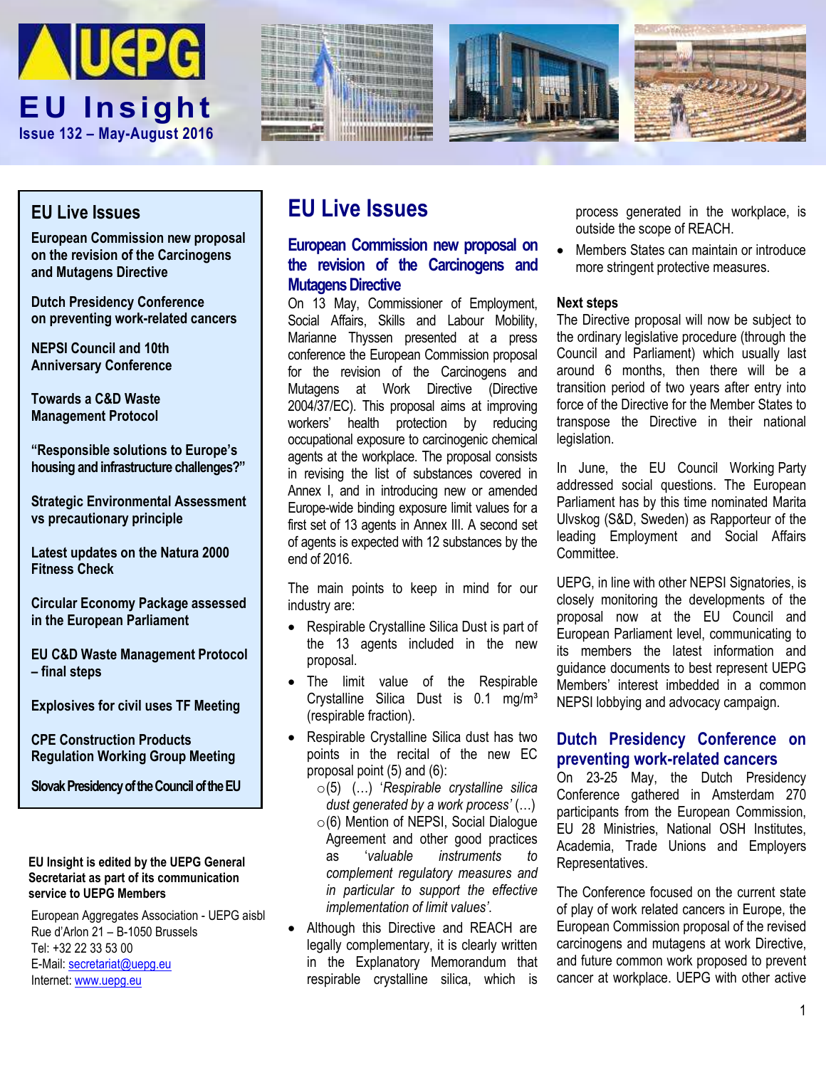# EU Insight

**Issue 132 – May-August 2016**

## EU Live Issues

**European Commission new proposal on the revision of the Carcinogens and Mutagens Directive**

**Dutch Presidency Conference on preventing work-related cancers**

**NEPSI Council and 10th Anniversary Conference**

**Towards a C&D Waste Management Protocol**

**"Responsible solutions to Europe's housing and infrastructure challenges?"**

**Strategic Environmental Assessment vs precautionary principle**

**Latest updates on the Natura 2000 Fitness Check**

**Circular Economy Package assessed in the European Parliament**

**EU C&D Waste Management Protocol – final steps**

**Explosives for civil uses TF Meeting**

**CPE Construction Products Regulation Working Group Meeting**

**Slovak Presidency of the Council of the EU**

**EU Insight is edited by the UEPG General Secretariat as part of its communication service to UEPG Members**

European Aggregates Association - UEPG aisbl
Rue d'Arlon 21 – B-1050 Brussels
Tel: +32 22 33 53 00
E-Mail: secretariat@uepg.eu
Internet: www.uepg.eu

# EU Live Issues

## European Commission new proposal on the revision of the Carcinogens and Mutagens Directive

On 13 May, Commissioner of Employment, Social Affairs, Skills and Labour Mobility, Marianne Thyssen presented at a press conference the European Commission proposal for the revision of the Carcinogens and Mutagens at Work Directive (Directive 2004/37/EC). This proposal aims at improving workers' health protection by reducing occupational exposure to carcinogenic chemical agents at the workplace. The proposal consists in revising the list of substances covered in Annex I, and in introducing new or amended Europe-wide binding exposure limit values for a first set of 13 agents in Annex III. A second set of agents is expected with 12 substances by the end of 2016.

The main points to keep in mind for our industry are:

- Respirable Crystalline Silica Dust is part of the 13 agents included in the new proposal.
- The limit value of the Respirable Crystalline Silica Dust is 0.1 mg/m³ (respirable fraction).
- Respirable Crystalline Silica dust has two points in the recital of the new EC proposal point (5) and (6):
  - (5) (…) '*Respirable crystalline silica dust generated by a work process'* (…)
  - (6) Mention of NEPSI, Social Dialogue Agreement and other good practices as '*valuable instruments to complement regulatory measures and in particular to support the effective implementation of limit values'*.
- Although this Directive and REACH are legally complementary, it is clearly written in the Explanatory Memorandum that respirable crystalline silica, which is process generated in the workplace, is outside the scope of REACH.
- Members States can maintain or introduce more stringent protective measures.

**Next steps**

The Directive proposal will now be subject to the ordinary legislative procedure (through the Council and Parliament) which usually last around 6 months, then there will be a transition period of two years after entry into force of the Directive for the Member States to transpose the Directive in their national legislation.

In June, the EU Council Working Party addressed social questions. The European Parliament has by this time nominated Marita Ulvskog (S&D, Sweden) as Rapporteur of the leading Employment and Social Affairs Committee.

UEPG, in line with other NEPSI Signatories, is closely monitoring the developments of the proposal now at the EU Council and European Parliament level, communicating to its members the latest information and guidance documents to best represent UEPG Members' interest imbedded in a common NEPSI lobbying and advocacy campaign.

## Dutch Presidency Conference on preventing work-related cancers

On 23-25 May, the Dutch Presidency Conference gathered in Amsterdam 270 participants from the European Commission, EU 28 Ministries, National OSH Institutes, Academia, Trade Unions and Employers Representatives.

The Conference focused on the current state of play of work related cancers in Europe, the European Commission proposal of the revised carcinogens and mutagens at work Directive, and future common work proposed to prevent cancer at workplace. UEPG with other active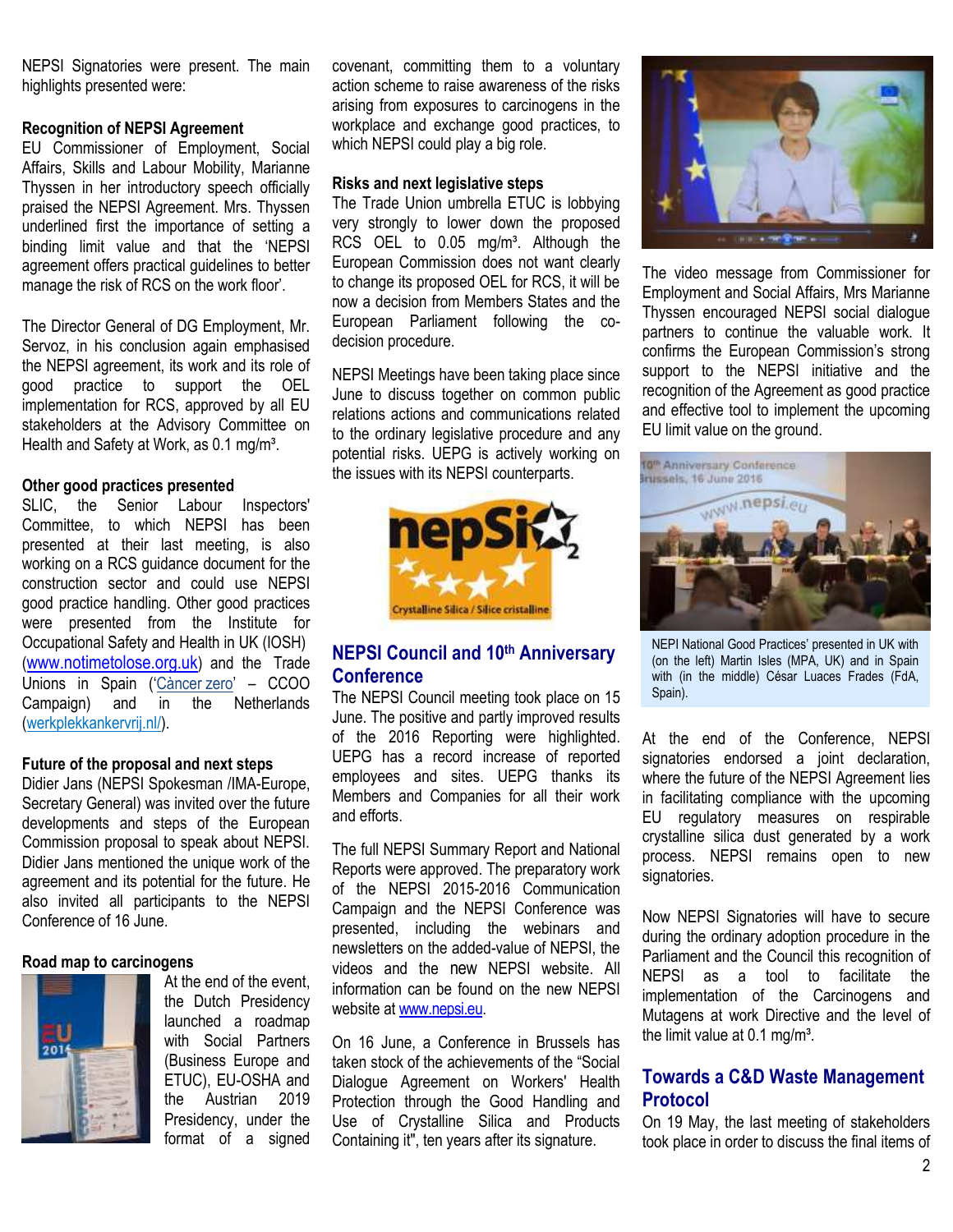NEPSI Signatories were present. The main highlights presented were:

**Recognition of NEPSI Agreement**

EU Commissioner of Employment, Social Affairs, Skills and Labour Mobility, Marianne Thyssen in her introductory speech officially praised the NEPSI Agreement. Mrs. Thyssen underlined first the importance of setting a binding limit value and that the 'NEPSI agreement offers practical guidelines to better manage the risk of RCS on the work floor'.

The Director General of DG Employment, Mr. Servoz, in his conclusion again emphasised the NEPSI agreement, its work and its role of good practice to support the OEL implementation for RCS, approved by all EU stakeholders at the Advisory Committee on Health and Safety at Work, as 0.1 mg/m³.

**Other good practices presented**

SLIC, the Senior Labour Inspectors' Committee, to which NEPSI has been presented at their last meeting, is also working on a RCS guidance document for the construction sector and could use NEPSI good practice handling. Other good practices were presented from the Institute for Occupational Safety and Health in UK (IOSH) (www.notimetolose.org.uk) and the Trade Unions in Spain ('Càncer zero' – CCOO Campaign) and in the Netherlands (werkplekkankervrij.nl/).

**Future of the proposal and next steps**

Didier Jans (NEPSI Spokesman /IMA-Europe, Secretary General) was invited over the future developments and steps of the European Commission proposal to speak about NEPSI. Didier Jans mentioned the unique work of the agreement and its potential for the future. He also invited all participants to the NEPSI Conference of 16 June.

**Road map to carcinogens**

At the end of the event, the Dutch Presidency launched a roadmap with Social Partners (Business Europe and ETUC), EU-OSHA and the Austrian 2019 Presidency, under the format of a signed covenant, committing them to a voluntary action scheme to raise awareness of the risks arising from exposures to carcinogens in the workplace and exchange good practices, to which NEPSI could play a big role.

**Risks and next legislative steps**

The Trade Union umbrella ETUC is lobbying very strongly to lower down the proposed RCS OEL to 0.05 mg/m³. Although the European Commission does not want clearly to change its proposed OEL for RCS, it will be now a decision from Members States and the European Parliament following the co-decision procedure.

NEPSI Meetings have been taking place since June to discuss together on common public relations actions and communications related to the ordinary legislative procedure and any potential risks. UEPG is actively working on the issues with its NEPSI counterparts.

## NEPSI Council and 10th Anniversary Conference

The NEPSI Council meeting took place on 15 June. The positive and partly improved results of the 2016 Reporting were highlighted. UEPG has a record increase of reported employees and sites. UEPG thanks its Members and Companies for all their work and efforts.

The full NEPSI Summary Report and National Reports were approved. The preparatory work of the NEPSI 2015-2016 Communication Campaign and the NEPSI Conference was presented, including the webinars and newsletters on the added-value of NEPSI, the videos and the new NEPSI website. All information can be found on the new NEPSI website at www.nepsi.eu.

On 16 June, a Conference in Brussels has taken stock of the achievements of the "Social Dialogue Agreement on Workers' Health Protection through the Good Handling and Use of Crystalline Silica and Products Containing it", ten years after its signature.

The video message from Commissioner for Employment and Social Affairs, Mrs Marianne Thyssen encouraged NEPSI social dialogue partners to continue the valuable work. It confirms the European Commission's strong support to the NEPSI initiative and the recognition of the Agreement as good practice and effective tool to implement the upcoming EU limit value on the ground.

NEPI National Good Practices' presented in UK with (on the left) Martin Isles (MPA, UK) and in Spain with (in the middle) César Luaces Frades (FdA, Spain).

At the end of the Conference, NEPSI signatories endorsed a joint declaration, where the future of the NEPSI Agreement lies in facilitating compliance with the upcoming EU regulatory measures on respirable crystalline silica dust generated by a work process. NEPSI remains open to new signatories.

Now NEPSI Signatories will have to secure during the ordinary adoption procedure in the Parliament and the Council this recognition of NEPSI as a tool to facilitate the implementation of the Carcinogens and Mutagens at work Directive and the level of the limit value at 0.1 mg/m³.

## Towards a C&D Waste Management Protocol

On 19 May, the last meeting of stakeholders took place in order to discuss the final items of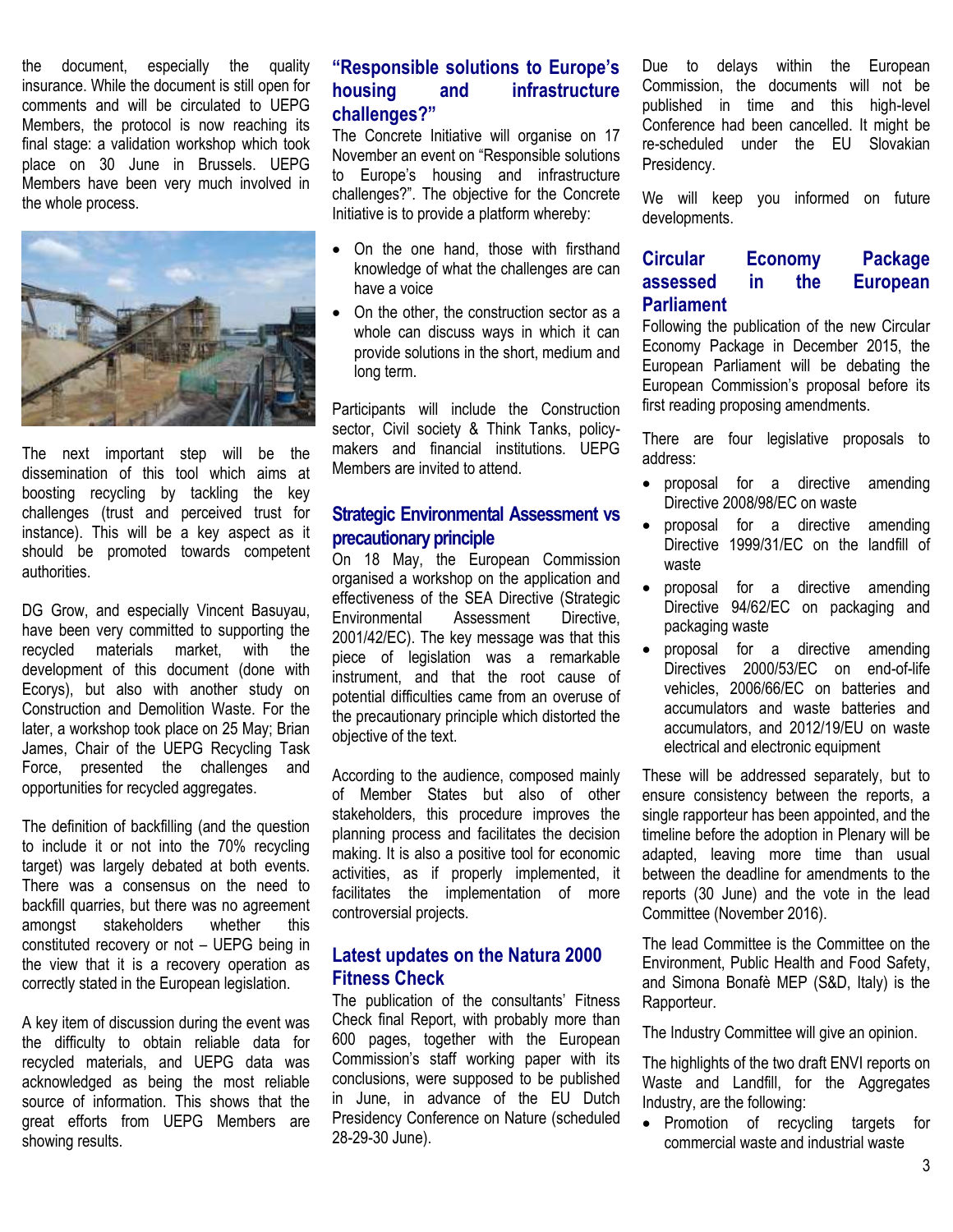the document, especially the quality insurance. While the document is still open for comments and will be circulated to UEPG Members, the protocol is now reaching its final stage: a validation workshop which took place on 30 June in Brussels. UEPG Members have been very much involved in the whole process.

The next important step will be the dissemination of this tool which aims at boosting recycling by tackling the key challenges (trust and perceived trust for instance). This will be a key aspect as it should be promoted towards competent authorities.

DG Grow, and especially Vincent Basuyau, have been very committed to supporting the recycled materials market, with the development of this document (done with Ecorys), but also with another study on Construction and Demolition Waste. For the later, a workshop took place on 25 May; Brian James, Chair of the UEPG Recycling Task Force, presented the challenges and opportunities for recycled aggregates.

The definition of backfilling (and the question to include it or not into the 70% recycling target) was largely debated at both events. There was a consensus on the need to backfill quarries, but there was no agreement amongst stakeholders whether this constituted recovery or not – UEPG being in the view that it is a recovery operation as correctly stated in the European legislation.

A key item of discussion during the event was the difficulty to obtain reliable data for recycled materials, and UEPG data was acknowledged as being the most reliable source of information. This shows that the great efforts from UEPG Members are showing results.

## "Responsible solutions to Europe's housing and infrastructure challenges?"

The Concrete Initiative will organise on 17 November an event on "Responsible solutions to Europe's housing and infrastructure challenges?". The objective for the Concrete Initiative is to provide a platform whereby:

- On the one hand, those with firsthand knowledge of what the challenges are can have a voice
- On the other, the construction sector as a whole can discuss ways in which it can provide solutions in the short, medium and long term.

Participants will include the Construction sector, Civil society & Think Tanks, policy-makers and financial institutions. UEPG Members are invited to attend.

## Strategic Environmental Assessment vs precautionary principle

On 18 May, the European Commission organised a workshop on the application and effectiveness of the SEA Directive (Strategic Environmental Assessment Directive, 2001/42/EC). The key message was that this piece of legislation was a remarkable instrument, and that the root cause of potential difficulties came from an overuse of the precautionary principle which distorted the objective of the text.

According to the audience, composed mainly of Member States but also of other stakeholders, this procedure improves the planning process and facilitates the decision making. It is also a positive tool for economic activities, as if properly implemented, it facilitates the implementation of more controversial projects.

## Latest updates on the Natura 2000 Fitness Check

The publication of the consultants' Fitness Check final Report, with probably more than 600 pages, together with the European Commission's staff working paper with its conclusions, were supposed to be published in June, in advance of the EU Dutch Presidency Conference on Nature (scheduled 28-29-30 June).

Due to delays within the European Commission, the documents will not be published in time and this high-level Conference had been cancelled. It might be re-scheduled under the EU Slovakian Presidency.

We will keep you informed on future developments.

## Circular Economy Package assessed in the European Parliament

Following the publication of the new Circular Economy Package in December 2015, the European Parliament will be debating the European Commission's proposal before its first reading proposing amendments.

There are four legislative proposals to address:

- proposal for a directive amending Directive 2008/98/EC on waste
- proposal for a directive amending Directive 1999/31/EC on the landfill of waste
- proposal for a directive amending Directive 94/62/EC on packaging and packaging waste
- proposal for a directive amending Directives 2000/53/EC on end-of-life vehicles, 2006/66/EC on batteries and accumulators and waste batteries and accumulators, and 2012/19/EU on waste electrical and electronic equipment

These will be addressed separately, but to ensure consistency between the reports, a single rapporteur has been appointed, and the timeline before the adoption in Plenary will be adapted, leaving more time than usual between the deadline for amendments to the reports (30 June) and the vote in the lead Committee (November 2016).

The lead Committee is the Committee on the Environment, Public Health and Food Safety, and Simona Bonafè MEP (S&D, Italy) is the Rapporteur.

The Industry Committee will give an opinion.

The highlights of the two draft ENVI reports on Waste and Landfill, for the Aggregates Industry, are the following:

- Promotion of recycling targets for commercial waste and industrial waste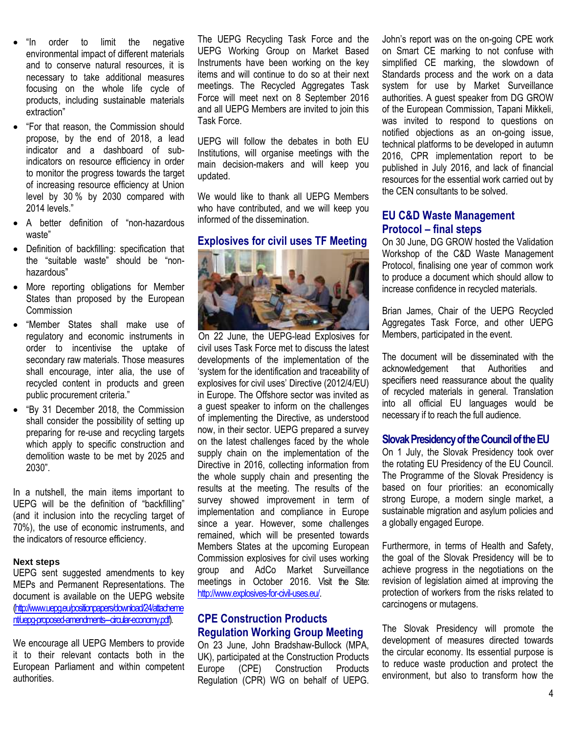- "In order to limit the negative environmental impact of different materials and to conserve natural resources, it is necessary to take additional measures focusing on the whole life cycle of products, including sustainable materials extraction"
- "For that reason, the Commission should propose, by the end of 2018, a lead indicator and a dashboard of sub-indicators on resource efficiency in order to monitor the progress towards the target of increasing resource efficiency at Union level by 30 % by 2030 compared with 2014 levels."
- A better definition of "non-hazardous waste"
- Definition of backfilling: specification that the "suitable waste" should be "non-hazardous"
- More reporting obligations for Member States than proposed by the European Commission
- "Member States shall make use of regulatory and economic instruments in order to incentivise the uptake of secondary raw materials. Those measures shall encourage, inter alia, the use of recycled content in products and green public procurement criteria."
- "By 31 December 2018, the Commission shall consider the possibility of setting up preparing for re-use and recycling targets which apply to specific construction and demolition waste to be met by 2025 and 2030".

In a nutshell, the main items important to UEPG will be the definition of "backfilling" (and it inclusion into the recycling target of 70%), the use of economic instruments, and the indicators of resource efficiency.

**Next steps**

UEPG sent suggested amendments to key MEPs and Permanent Representations. The document is available on the UEPG website (http://www.uepg.eu/positionpapers/download/24/attachement/uepg-proposed-amendments--circular-economy.pdf).

We encourage all UEPG Members to provide it to their relevant contacts both in the European Parliament and within competent authorities.

The UEPG Recycling Task Force and the UEPG Working Group on Market Based Instruments have been working on the key items and will continue to do so at their next meetings. The Recycled Aggregates Task Force will meet next on 8 September 2016 and all UEPG Members are invited to join this Task Force.

UEPG will follow the debates in both EU Institutions, will organise meetings with the main decision-makers and will keep you updated.

We would like to thank all UEPG Members who have contributed, and we will keep you informed of the dissemination.

## Explosives for civil uses TF Meeting

On 22 June, the UEPG-lead Explosives for civil uses Task Force met to discuss the latest developments of the implementation of the 'system for the identification and traceability of explosives for civil uses' Directive (2012/4/EU) in Europe. The Offshore sector was invited as a guest speaker to inform on the challenges of implementing the Directive, as understood now, in their sector. UEPG prepared a survey on the latest challenges faced by the whole supply chain on the implementation of the Directive in 2016, collecting information from the whole supply chain and presenting the results at the meeting. The results of the survey showed improvement in term of implementation and compliance in Europe since a year. However, some challenges remained, which will be presented towards Members States at the upcoming European Commission explosives for civil uses working group and AdCo Market Surveillance meetings in October 2016. Visit the Site: http://www.explosives-for-civil-uses.eu/.

## CPE Construction Products Regulation Working Group Meeting

On 23 June, John Bradshaw-Bullock (MPA, UK), participated at the Construction Products Europe (CPE) Construction Products Regulation (CPR) WG on behalf of UEPG. John's report was on the on-going CPE work on Smart CE marking to not confuse with simplified CE marking, the slowdown of Standards process and the work on a data system for use by Market Surveillance authorities. A guest speaker from DG GROW of the European Commission, Tapani Mikkeli, was invited to respond to questions on notified objections as an on-going issue, technical platforms to be developed in autumn 2016, CPR implementation report to be published in July 2016, and lack of financial resources for the essential work carried out by the CEN consultants to be solved.

## EU C&D Waste Management Protocol – final steps

On 30 June, DG GROW hosted the Validation Workshop of the C&D Waste Management Protocol, finalising one year of common work to produce a document which should allow to increase confidence in recycled materials.

Brian James, Chair of the UEPG Recycled Aggregates Task Force, and other UEPG Members, participated in the event.

The document will be disseminated with the acknowledgement that Authorities and specifiers need reassurance about the quality of recycled materials in general. Translation into all official EU languages would be necessary if to reach the full audience.

## Slovak Presidency of the Council of the EU

On 1 July, the Slovak Presidency took over the rotating EU Presidency of the EU Council. The Programme of the Slovak Presidency is based on four priorities: an economically strong Europe, a modern single market, a sustainable migration and asylum policies and a globally engaged Europe.

Furthermore, in terms of Health and Safety, the goal of the Slovak Presidency will be to achieve progress in the negotiations on the revision of legislation aimed at improving the protection of workers from the risks related to carcinogens or mutagens.

The Slovak Presidency will promote the development of measures directed towards the circular economy. Its essential purpose is to reduce waste production and protect the environment, but also to transform how the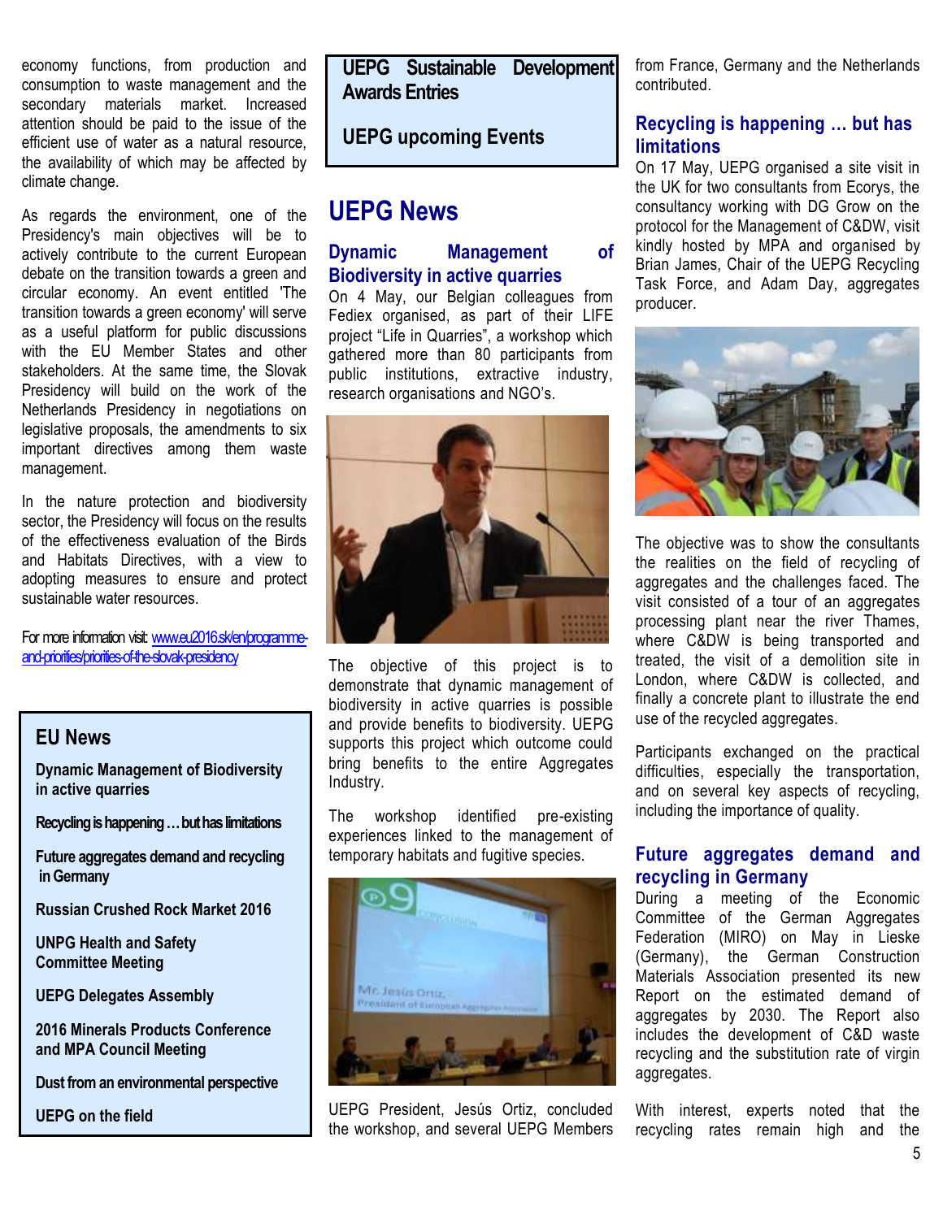economy functions, from production and consumption to waste management and the secondary materials market. Increased attention should be paid to the issue of the efficient use of water as a natural resource, the availability of which may be affected by climate change.

As regards the environment, one of the Presidency's main objectives will be to actively contribute to the current European debate on the transition towards a green and circular economy. An event entitled 'The transition towards a green economy' will serve as a useful platform for public discussions with the EU Member States and other stakeholders. At the same time, the Slovak Presidency will build on the work of the Netherlands Presidency in negotiations on legislative proposals, the amendments to six important directives among them waste management.

In the nature protection and biodiversity sector, the Presidency will focus on the results of the effectiveness evaluation of the Birds and Habitats Directives, with a view to adopting measures to ensure and protect sustainable water resources.

For more information visit: www.eu2016.sk/en/programme-and-priorities/priorities-of-the-slovak-presidency

**EU News**

**Dynamic Management of Biodiversity in active quarries**

**Recycling is happening … but has limitations**

**Future aggregates demand and recycling in Germany**

**Russian Crushed Rock Market 2016**

**UNPG Health and Safety Committee Meeting**

**UEPG Delegates Assembly**

**2016 Minerals Products Conference and MPA Council Meeting**

**Dust from an environmental perspective**

**UEPG on the field**

**UEPG Sustainable Development Awards Entries**

**UEPG upcoming Events**

# UEPG News

## Dynamic Management of Biodiversity in active quarries

On 4 May, our Belgian colleagues from Fediex organised, as part of their LIFE project "Life in Quarries", a workshop which gathered more than 80 participants from public institutions, extractive industry, research organisations and NGO's.

The objective of this project is to demonstrate that dynamic management of biodiversity in active quarries is possible and provide benefits to biodiversity. UEPG supports this project which outcome could bring benefits to the entire Aggregates Industry.

The workshop identified pre-existing experiences linked to the management of temporary habitats and fugitive species.

UEPG President, Jesús Ortiz, concluded the workshop, and several UEPG Members from France, Germany and the Netherlands contributed.

## Recycling is happening … but has limitations

On 17 May, UEPG organised a site visit in the UK for two consultants from Ecorys, the consultancy working with DG Grow on the protocol for the Management of C&DW, visit kindly hosted by MPA and organised by Brian James, Chair of the UEPG Recycling Task Force, and Adam Day, aggregates producer.

The objective was to show the consultants the realities on the field of recycling of aggregates and the challenges faced. The visit consisted of a tour of an aggregates processing plant near the river Thames, where C&DW is being transported and treated, the visit of a demolition site in London, where C&DW is collected, and finally a concrete plant to illustrate the end use of the recycled aggregates.

Participants exchanged on the practical difficulties, especially the transportation, and on several key aspects of recycling, including the importance of quality.

## Future aggregates demand and recycling in Germany

During a meeting of the Economic Committee of the German Aggregates Federation (MIRO) on May in Lieske (Germany), the German Construction Materials Association presented its new Report on the estimated demand of aggregates by 2030. The Report also includes the development of C&D waste recycling and the substitution rate of virgin aggregates.

With interest, experts noted that the recycling rates remain high and the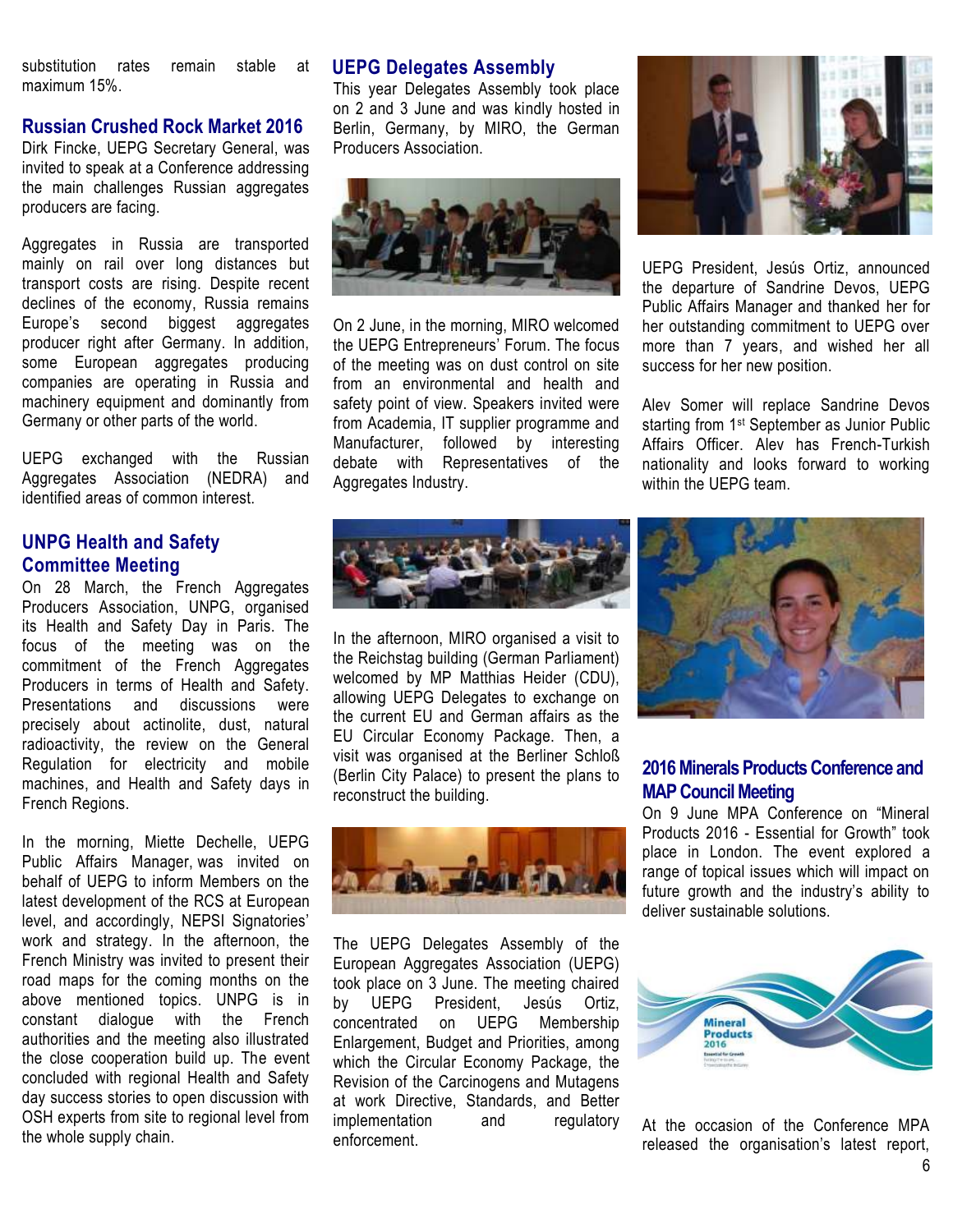substitution rates remain stable at maximum 15%.

## Russian Crushed Rock Market 2016

Dirk Fincke, UEPG Secretary General, was invited to speak at a Conference addressing the main challenges Russian aggregates producers are facing.

Aggregates in Russia are transported mainly on rail over long distances but transport costs are rising. Despite recent declines of the economy, Russia remains Europe's second biggest aggregates producer right after Germany. In addition, some European aggregates producing companies are operating in Russia and machinery equipment and dominantly from Germany or other parts of the world.

UEPG exchanged with the Russian Aggregates Association (NEDRA) and identified areas of common interest.

## UNPG Health and Safety Committee Meeting

On 28 March, the French Aggregates Producers Association, UNPG, organised its Health and Safety Day in Paris. The focus of the meeting was on the commitment of the French Aggregates Producers in terms of Health and Safety. Presentations and discussions were precisely about actinolite, dust, natural radioactivity, the review on the General Regulation for electricity and mobile machines, and Health and Safety days in French Regions.

In the morning, Miette Dechelle, UEPG Public Affairs Manager, was invited on behalf of UEPG to inform Members on the latest development of the RCS at European level, and accordingly, NEPSI Signatories' work and strategy. In the afternoon, the French Ministry was invited to present their road maps for the coming months on the above mentioned topics. UNPG is in constant dialogue with the French authorities and the meeting also illustrated the close cooperation build up. The event concluded with regional Health and Safety day success stories to open discussion with OSH experts from site to regional level from the whole supply chain.

## UEPG Delegates Assembly

This year Delegates Assembly took place on 2 and 3 June and was kindly hosted in Berlin, Germany, by MIRO, the German Producers Association.

On 2 June, in the morning, MIRO welcomed the UEPG Entrepreneurs' Forum. The focus of the meeting was on dust control on site from an environmental and health and safety point of view. Speakers invited were from Academia, IT supplier programme and Manufacturer, followed by interesting debate with Representatives of the Aggregates Industry.

In the afternoon, MIRO organised a visit to the Reichstag building (German Parliament) welcomed by MP Matthias Heider (CDU), allowing UEPG Delegates to exchange on the current EU and German affairs as the EU Circular Economy Package. Then, a visit was organised at the Berliner Schloß (Berlin City Palace) to present the plans to reconstruct the building.

The UEPG Delegates Assembly of the European Aggregates Association (UEPG) took place on 3 June. The meeting chaired by UEPG President, Jesús Ortiz, concentrated on UEPG Membership Enlargement, Budget and Priorities, among which the Circular Economy Package, the Revision of the Carcinogens and Mutagens at work Directive, Standards, and Better implementation and regulatory enforcement.

UEPG President, Jesús Ortiz, announced the departure of Sandrine Devos, UEPG Public Affairs Manager and thanked her for her outstanding commitment to UEPG over more than 7 years, and wished her all success for her new position.

Alev Somer will replace Sandrine Devos starting from 1st September as Junior Public Affairs Officer. Alev has French-Turkish nationality and looks forward to working within the UEPG team.

## 2016 Minerals Products Conference and MAP Council Meeting

On 9 June MPA Conference on "Mineral Products 2016 - Essential for Growth" took place in London. The event explored a range of topical issues which will impact on future growth and the industry's ability to deliver sustainable solutions.

At the occasion of the Conference MPA released the organisation's latest report,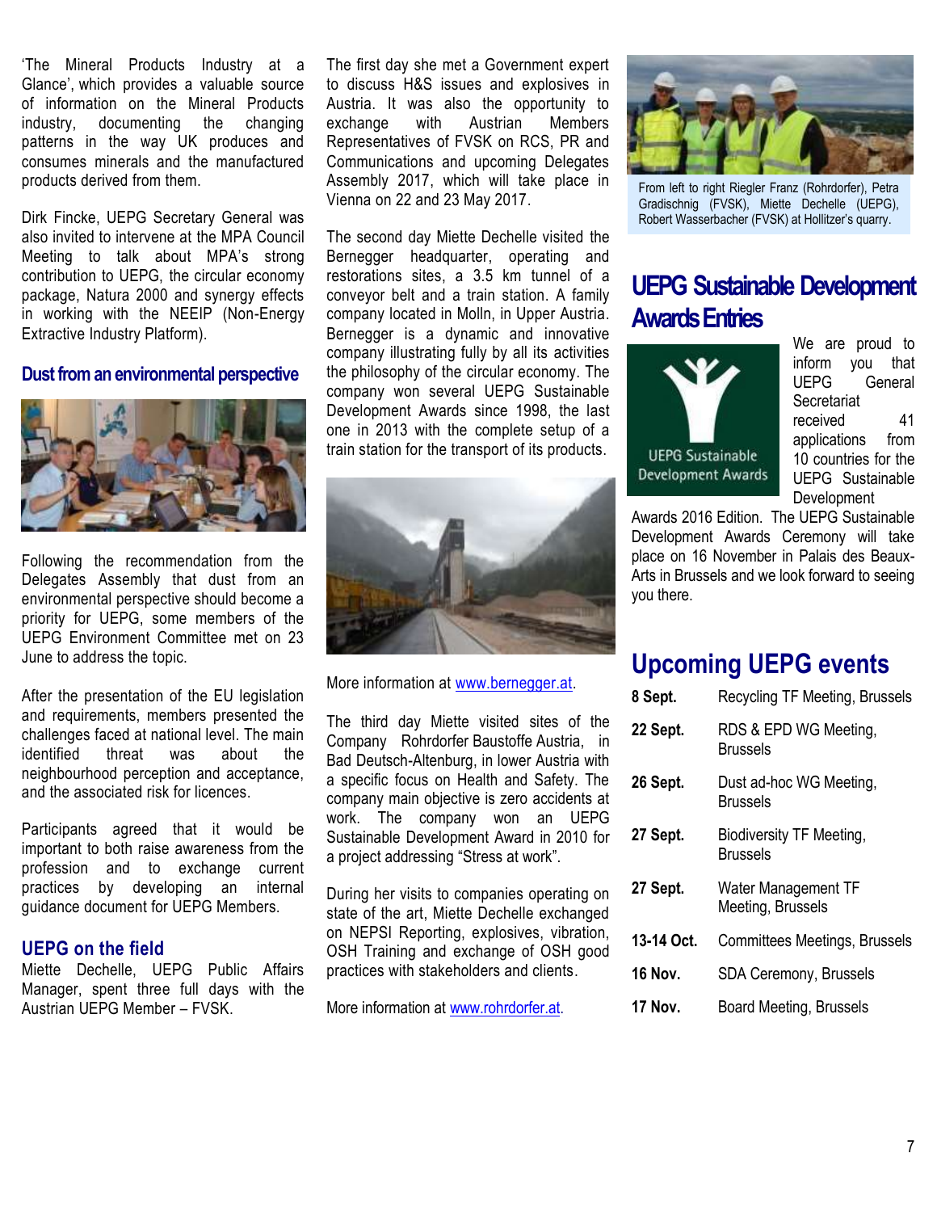'The Mineral Products Industry at a Glance', which provides a valuable source of information on the Mineral Products industry, documenting the changing patterns in the way UK produces and consumes minerals and the manufactured products derived from them.

Dirk Fincke, UEPG Secretary General was also invited to intervene at the MPA Council Meeting to talk about MPA's strong contribution to UEPG, the circular economy package, Natura 2000 and synergy effects in working with the NEEIP (Non-Energy Extractive Industry Platform).

## Dust from an environmental perspective

Following the recommendation from the Delegates Assembly that dust from an environmental perspective should become a priority for UEPG, some members of the UEPG Environment Committee met on 23 June to address the topic.

After the presentation of the EU legislation and requirements, members presented the challenges faced at national level. The main identified threat was about the neighbourhood perception and acceptance, and the associated risk for licences.

Participants agreed that it would be important to both raise awareness from the profession and to exchange current practices by developing an internal guidance document for UEPG Members.

## UEPG on the field

Miette Dechelle, UEPG Public Affairs Manager, spent three full days with the Austrian UEPG Member – FVSK.

The first day she met a Government expert to discuss H&S issues and explosives in Austria. It was also the opportunity to exchange with Austrian Members Representatives of FVSK on RCS, PR and Communications and upcoming Delegates Assembly 2017, which will take place in Vienna on 22 and 23 May 2017.

The second day Miette Dechelle visited the Bernegger headquarter, operating and restorations sites, a 3.5 km tunnel of a conveyor belt and a train station. A family company located in Molln, in Upper Austria. Bernegger is a dynamic and innovative company illustrating fully by all its activities the philosophy of the circular economy. The company won several UEPG Sustainable Development Awards since 1998, the last one in 2013 with the complete setup of a train station for the transport of its products.

More information at www.bernegger.at.

The third day Miette visited sites of the Company Rohrdorfer Baustoffe Austria, in Bad Deutsch-Altenburg, in lower Austria with a specific focus on Health and Safety. The company main objective is zero accidents at work. The company won an UEPG Sustainable Development Award in 2010 for a project addressing "Stress at work".

During her visits to companies operating on state of the art, Miette Dechelle exchanged on NEPSI Reporting, explosives, vibration, OSH Training and exchange of OSH good practices with stakeholders and clients.

More information at www.rohrdorfer.at.

From left to right Riegler Franz (Rohrdorfer), Petra Gradischnig (FVSK), Miette Dechelle (UEPG), Robert Wasserbacher (FVSK) at Hollitzer's quarry.

## UEPG Sustainable Development Awards Entries

UEPG Sustainable Development Awards

We are proud to inform you that UEPG General Secretariat received 41 applications from 10 countries for the UEPG Sustainable Development Awards 2016 Edition. The UEPG Sustainable Development Awards Ceremony will take place on 16 November in Palais des Beaux-Arts in Brussels and we look forward to seeing you there.

## Upcoming UEPG events

| | |
|---|---|
| **8 Sept.** | Recycling TF Meeting, Brussels |
| **22 Sept.** | RDS & EPD WG Meeting, Brussels |
| **26 Sept.** | Dust ad-hoc WG Meeting, Brussels |
| **27 Sept.** | Biodiversity TF Meeting, Brussels |
| **27 Sept.** | Water Management TF Meeting, Brussels |
| **13-14 Oct.** | Committees Meetings, Brussels |
| **16 Nov.** | SDA Ceremony, Brussels |
| **17 Nov.** | Board Meeting, Brussels |